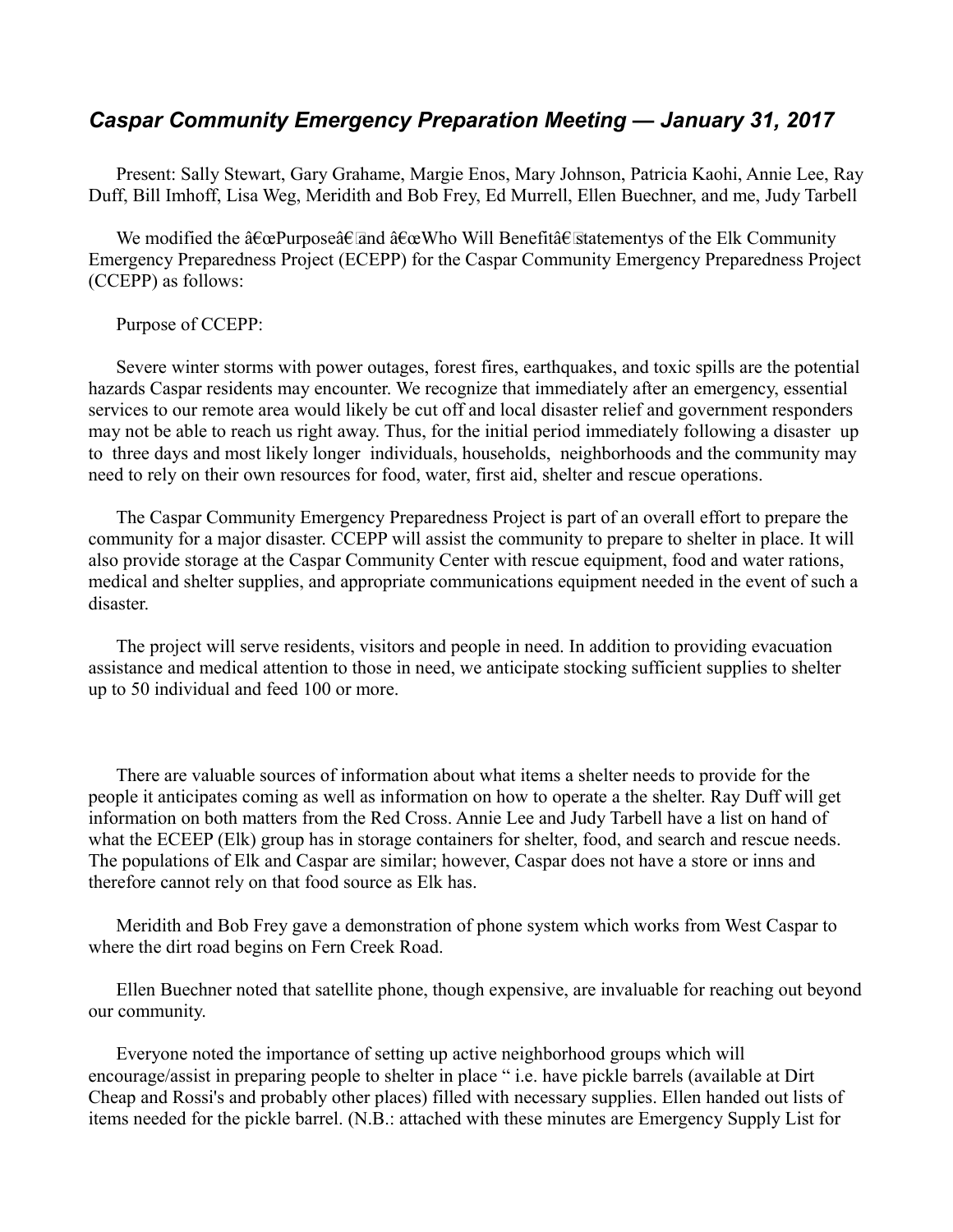## *Caspar Community Emergency Preparation Meeting — January 31, 2017*

Present: Sally Stewart, Gary Grahame, Margie Enos, Mary Johnson, Patricia Kaohi, Annie Lee, Ray Duff, Bill Imhoff, Lisa Weg, Meridith and Bob Frey, Ed Murrell, Ellen Buechner, and me, Judy Tarbell

We modified the â€œPurposeâ€ and â€œWho Will Benefitâ€ statementys of the Elk Community Emergency Preparedness Project (ECEPP) for the Caspar Community Emergency Preparedness Project (CCEPP) as follows:

Purpose of CCEPP:

Severe winter storms with power outages, forest fires, earthquakes, and toxic spills are the potential hazards Caspar residents may encounter. We recognize that immediately after an emergency, essential services to our remote area would likely be cut off and local disaster relief and government responders may not be able to reach us right away. Thus, for the initial period immediately following a disaster up to three days and most likely longer individuals, households, neighborhoods and the community may need to rely on their own resources for food, water, first aid, shelter and rescue operations.

The Caspar Community Emergency Preparedness Project is part of an overall effort to prepare the community for a major disaster. CCEPP will assist the community to prepare to shelter in place. It will also provide storage at the Caspar Community Center with rescue equipment, food and water rations, medical and shelter supplies, and appropriate communications equipment needed in the event of such a disaster.

The project will serve residents, visitors and people in need. In addition to providing evacuation assistance and medical attention to those in need, we anticipate stocking sufficient supplies to shelter up to 50 individual and feed 100 or more.

There are valuable sources of information about what items a shelter needs to provide for the people it anticipates coming as well as information on how to operate a the shelter. Ray Duff will get information on both matters from the Red Cross. Annie Lee and Judy Tarbell have a list on hand of what the ECEEP (Elk) group has in storage containers for shelter, food, and search and rescue needs. The populations of Elk and Caspar are similar; however, Caspar does not have a store or inns and therefore cannot rely on that food source as Elk has.

Meridith and Bob Frey gave a demonstration of phone system which works from West Caspar to where the dirt road begins on Fern Creek Road.

Ellen Buechner noted that satellite phone, though expensive, are invaluable for reaching out beyond our community.

Everyone noted the importance of setting up active neighborhood groups which will encourage/assist in preparing people to shelter in place " i.e. have pickle barrels (available at Dirt Cheap and Rossi's and probably other places) filled with necessary supplies. Ellen handed out lists of items needed for the pickle barrel. (N.B.: attached with these minutes are Emergency Supply List for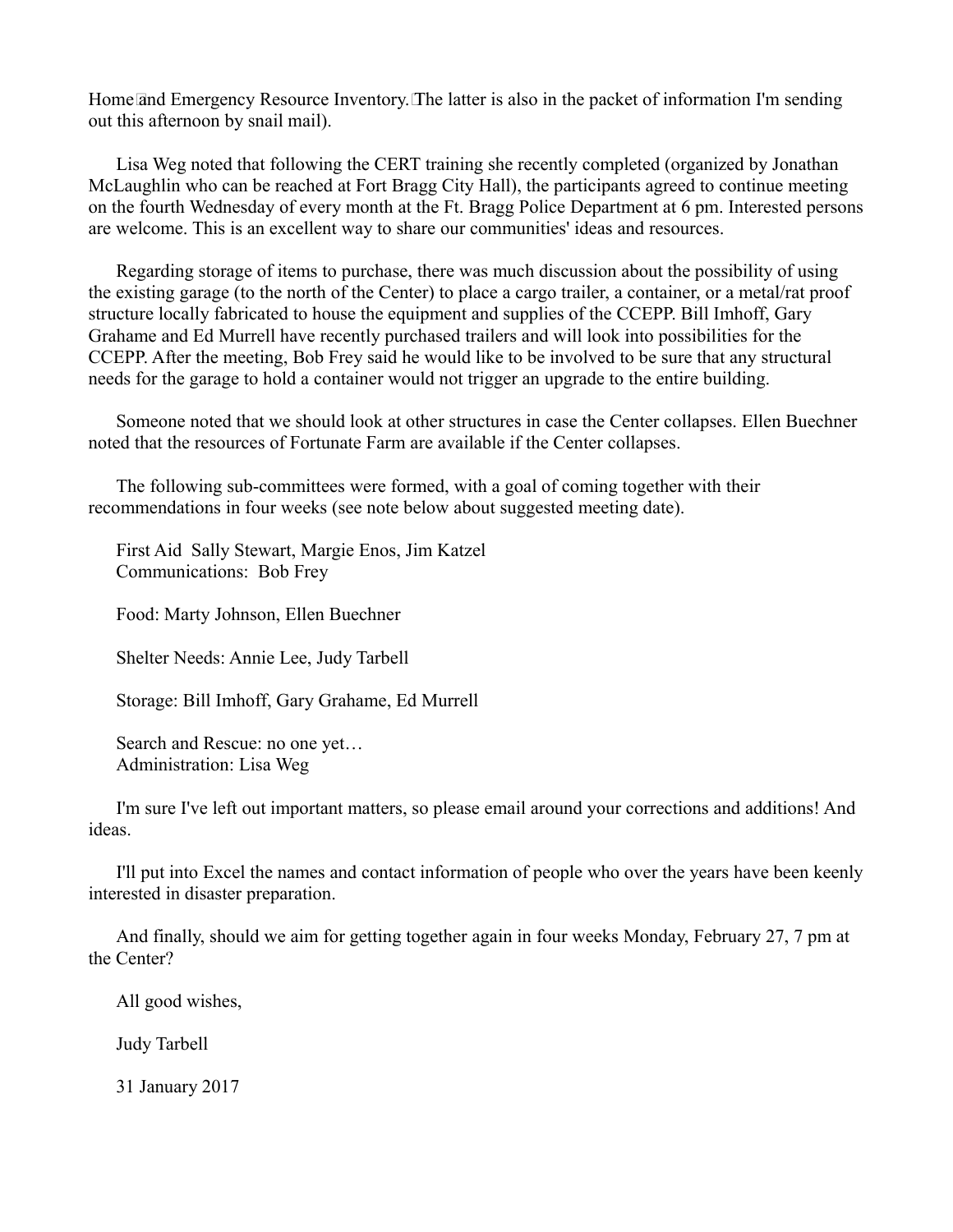Home and Emergency Resource Inventory. The latter is also in the packet of information I'm sending out this afternoon by snail mail).

Lisa Weg noted that following the CERT training she recently completed (organized by Jonathan McLaughlin who can be reached at Fort Bragg City Hall), the participants agreed to continue meeting on the fourth Wednesday of every month at the Ft. Bragg Police Department at 6 pm. Interested persons are welcome. This is an excellent way to share our communities' ideas and resources.

Regarding storage of items to purchase, there was much discussion about the possibility of using the existing garage (to the north of the Center) to place a cargo trailer, a container, or a metal/rat proof structure locally fabricated to house the equipment and supplies of the CCEPP. Bill Imhoff, Gary Grahame and Ed Murrell have recently purchased trailers and will look into possibilities for the CCEPP. After the meeting, Bob Frey said he would like to be involved to be sure that any structural needs for the garage to hold a container would not trigger an upgrade to the entire building.

Someone noted that we should look at other structures in case the Center collapses. Ellen Buechner noted that the resources of Fortunate Farm are available if the Center collapses.

The following sub-committees were formed, with a goal of coming together with their recommendations in four weeks (see note below about suggested meeting date).

First Aid Sally Stewart, Margie Enos, Jim Katzel
Communications: Bob Frey

Food: Marty Johnson, Ellen Buechner

Shelter Needs: Annie Lee, Judy Tarbell

Storage: Bill Imhoff, Gary Grahame, Ed Murrell

Search and Rescue: no one yet…
Administration: Lisa Weg

I'm sure I've left out important matters, so please email around your corrections and additions! And ideas.

I'll put into Excel the names and contact information of people who over the years have been keenly interested in disaster preparation.

And finally, should we aim for getting together again in four weeks Monday, February 27, 7 pm at the Center?

All good wishes,

Judy Tarbell

31 January 2017